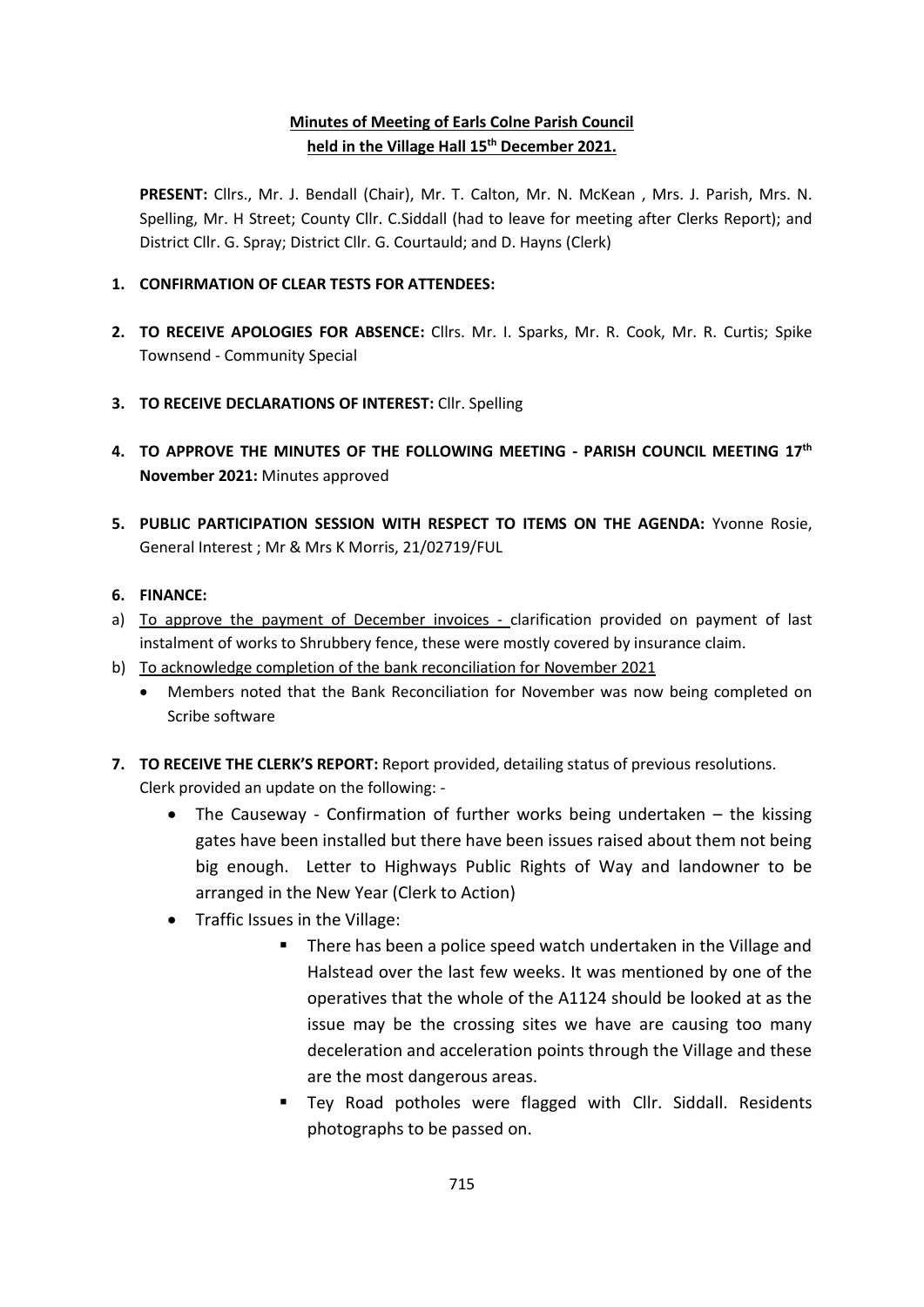# Minutes of Meeting of Earls Colne Parish Council held in the Village Hall 15th December 2021.

**PRESENT:** Cllrs., Mr. J. Bendall (Chair), Mr. T. Calton, Mr. N. McKean , Mrs. J. Parish, Mrs. N. Spelling, Mr. H Street; County Cllr. C.Siddall (had to leave for meeting after Clerks Report); and District Cllr. G. Spray; District Cllr. G. Courtauld; and D. Hayns (Clerk)

1. **CONFIRMATION OF CLEAR TESTS FOR ATTENDEES:**

2. **TO RECEIVE APOLOGIES FOR ABSENCE:** Cllrs. Mr. I. Sparks, Mr. R. Cook, Mr. R. Curtis; Spike Townsend - Community Special

3. **TO RECEIVE DECLARATIONS OF INTEREST:** Cllr. Spelling

4. **TO APPROVE THE MINUTES OF THE FOLLOWING MEETING - PARISH COUNCIL MEETING 17th November 2021:** Minutes approved

5. **PUBLIC PARTICIPATION SESSION WITH RESPECT TO ITEMS ON THE AGENDA:** Yvonne Rosie, General Interest ; Mr & Mrs K Morris, 21/02719/FUL

6. **FINANCE:**

a) To approve the payment of December invoices - clarification provided on payment of last instalment of works to Shrubbery fence, these were mostly covered by insurance claim.

b) To acknowledge completion of the bank reconciliation for November 2021
   - Members noted that the Bank Reconciliation for November was now being completed on Scribe software

7. **TO RECEIVE THE CLERK'S REPORT:** Report provided, detailing status of previous resolutions. Clerk provided an update on the following: -
   - The Causeway - Confirmation of further works being undertaken – the kissing gates have been installed but there have been issues raised about them not being big enough. Letter to Highways Public Rights of Way and landowner to be arranged in the New Year (Clerk to Action)
   - Traffic Issues in the Village:
     - There has been a police speed watch undertaken in the Village and Halstead over the last few weeks. It was mentioned by one of the operatives that the whole of the A1124 should be looked at as the issue may be the crossing sites we have are causing too many deceleration and acceleration points through the Village and these are the most dangerous areas.
     - Tey Road potholes were flagged with Cllr. Siddall. Residents photographs to be passed on.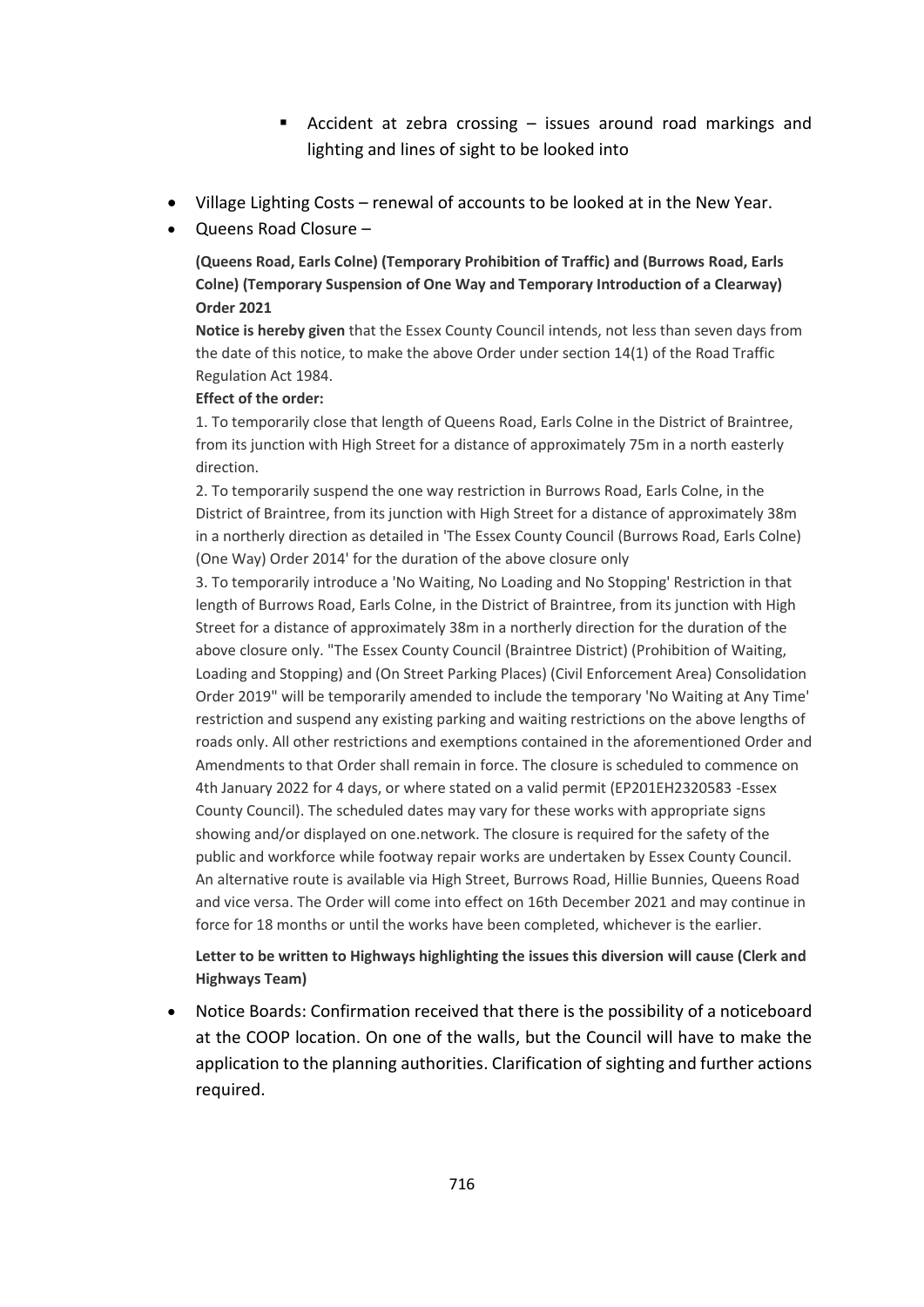- Accident at zebra crossing – issues around road markings and lighting and lines of sight to be looked into

- Village Lighting Costs – renewal of accounts to be looked at in the New Year.
- Queens Road Closure –

  **(Queens Road, Earls Colne) (Temporary Prohibition of Traffic) and (Burrows Road, Earls Colne) (Temporary Suspension of One Way and Temporary Introduction of a Clearway) Order 2021**

  **Notice is hereby given** that the Essex County Council intends, not less than seven days from the date of this notice, to make the above Order under section 14(1) of the Road Traffic Regulation Act 1984.

  **Effect of the order:**

  1. To temporarily close that length of Queens Road, Earls Colne in the District of Braintree, from its junction with High Street for a distance of approximately 75m in a north easterly direction.
  2. To temporarily suspend the one way restriction in Burrows Road, Earls Colne, in the District of Braintree, from its junction with High Street for a distance of approximately 38m in a northerly direction as detailed in 'The Essex County Council (Burrows Road, Earls Colne) (One Way) Order 2014' for the duration of the above closure only
  3. To temporarily introduce a 'No Waiting, No Loading and No Stopping' Restriction in that length of Burrows Road, Earls Colne, in the District of Braintree, from its junction with High Street for a distance of approximately 38m in a northerly direction for the duration of the above closure only. "The Essex County Council (Braintree District) (Prohibition of Waiting, Loading and Stopping) and (On Street Parking Places) (Civil Enforcement Area) Consolidation Order 2019" will be temporarily amended to include the temporary 'No Waiting at Any Time' restriction and suspend any existing parking and waiting restrictions on the above lengths of roads only. All other restrictions and exemptions contained in the aforementioned Order and Amendments to that Order shall remain in force. The closure is scheduled to commence on 4th January 2022 for 4 days, or where stated on a valid permit (EP201EH2320583 -Essex County Council). The scheduled dates may vary for these works with appropriate signs showing and/or displayed on one.network. The closure is required for the safety of the public and workforce while footway repair works are undertaken by Essex County Council. An alternative route is available via High Street, Burrows Road, Hillie Bunnies, Queens Road and vice versa. The Order will come into effect on 16th December 2021 and may continue in force for 18 months or until the works have been completed, whichever is the earlier.

  **Letter to be written to Highways highlighting the issues this diversion will cause (Clerk and Highways Team)**

- Notice Boards: Confirmation received that there is the possibility of a noticeboard at the COOP location. On one of the walls, but the Council will have to make the application to the planning authorities. Clarification of sighting and further actions required.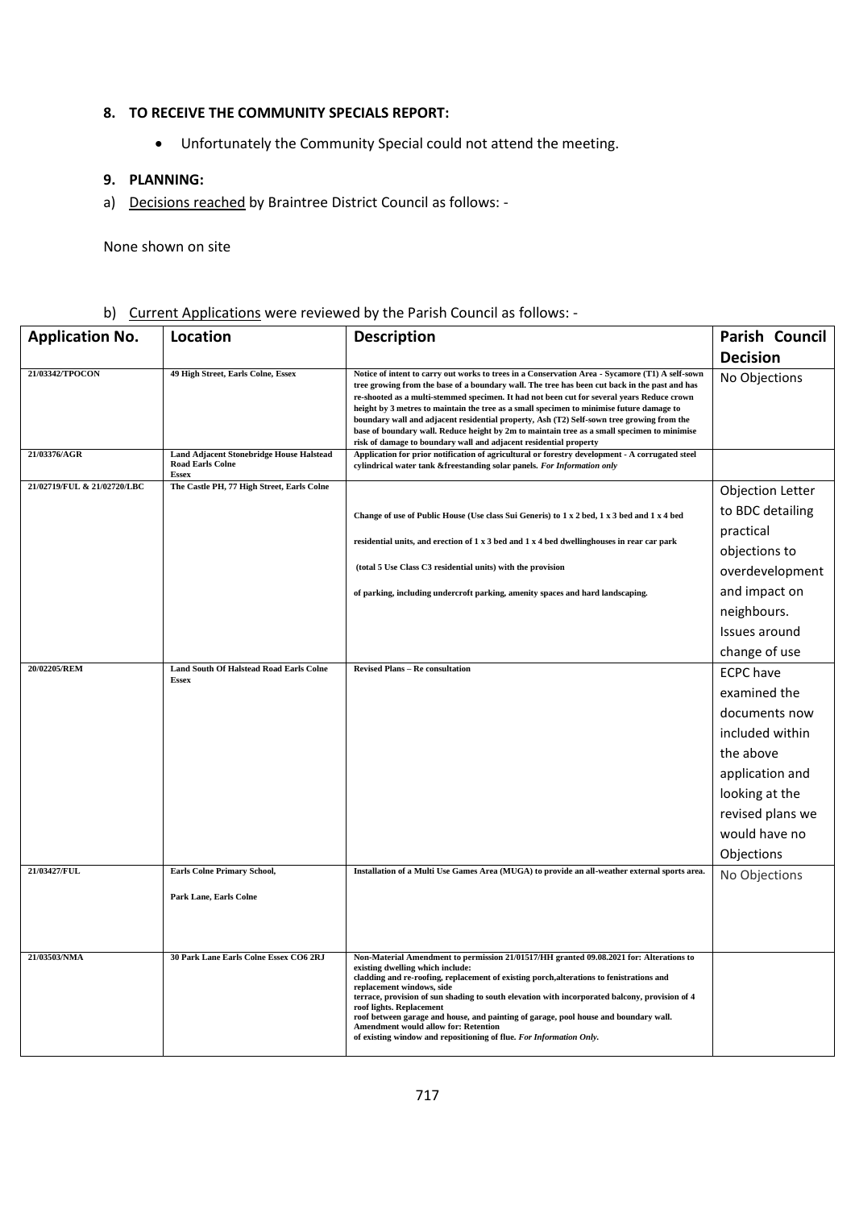## 8. TO RECEIVE THE COMMUNITY SPECIALS REPORT:

- Unfortunately the Community Special could not attend the meeting.

## 9. PLANNING:

a) Decisions reached by Braintree District Council as follows: -

None shown on site

b) Current Applications were reviewed by the Parish Council as follows: -

| Application No. | Location | Description | Parish Council Decision |
|---|---|---|---|
| 21/03342/TPOCON | 49 High Street, Earls Colne, Essex | Notice of intent to carry out works to trees in a Conservation Area - Sycamore (T1) A self-sown tree growing from the base of a boundary wall. The tree has been cut back in the past and has re-shooted as a multi-stemmed specimen. It had not been cut for several years Reduce crown height by 3 metres to maintain the tree as a small specimen to minimise future damage to boundary wall and adjacent residential property, Ash (T2) Self-sown tree growing from the base of boundary wall. Reduce height by 2m to maintain tree as a small specimen to minimise risk of damage to boundary wall and adjacent residential property | No Objections |
| 21/03376/AGR | Land Adjacent Stonebridge House Halstead Road Earls Colne Essex | Application for prior notification of agricultural or forestry development - A corrugated steel cylindrical water tank &freestanding solar panels. *For Information only* | |
| 21/02719/FUL & 21/02720/LBC | The Castle PH, 77 High Street, Earls Colne | Change of use of Public House (Use class Sui Generis) to 1 x 2 bed, 1 x 3 bed and 1 x 4 bed residential units, and erection of 1 x 3 bed and 1 x 4 bed dwellinghouses in rear car park (total 5 Use Class C3 residential units) with the provision of parking, including undercroft parking, amenity spaces and hard landscaping. | Objection Letter to BDC detailing practical objections to overdevelopment and impact on neighbours. Issues around change of use |
| 20/02205/REM | Land South Of Halstead Road Earls Colne Essex | Revised Plans – Re consultation | ECPC have examined the documents now included within the above application and looking at the revised plans we would have no Objections |
| 21/03427/FUL | Earls Colne Primary School, Park Lane, Earls Colne | Installation of a Multi Use Games Area (MUGA) to provide an all-weather external sports area. | No Objections |
| 21/03503/NMA | 30 Park Lane Earls Colne Essex CO6 2RJ | Non-Material Amendment to permission 21/01517/HH granted 09.08.2021 for: Alterations to existing dwelling which include: cladding and re-roofing, replacement of existing porch,alterations to fenistrations and replacement windows, side terrace, provision of sun shading to south elevation with incorporated balcony, provision of 4 roof lights. Replacement roof between garage and house, and painting of garage, pool house and boundary wall. Amendment would allow for: Retention of existing window and repositioning of flue. *For Information Only.* | |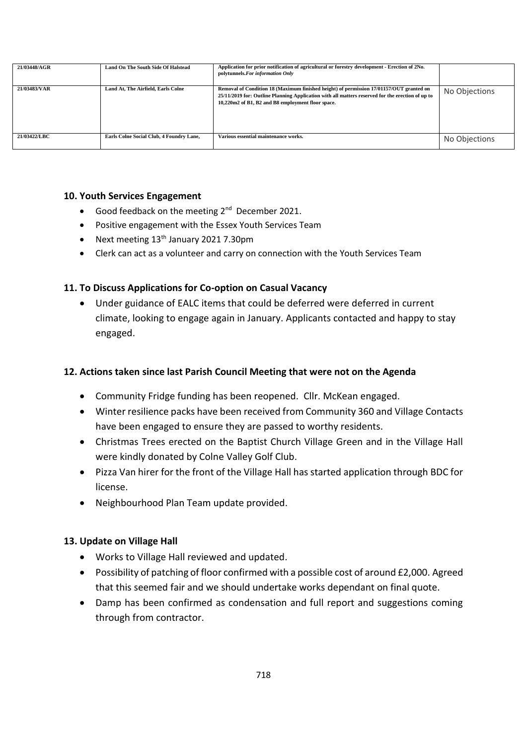| 21/03448/AGR | Land On The South Side Of Halstead | Application for prior notification of agricultural or forestry development - Erection of 2No. polytunnels.*For information Only* | |
|---|---|---|---|
| 21/03483/VAR | Land At, The Airfield, Earls Colne | Removal of Condition 18 (Maximum finished height) of permission 17/01157/OUT granted on 25/11/2019 for: Outline Planning Application with all matters reserved for the erection of up to 10,220m2 of B1, B2 and B8 employment floor space. | No Objections |
| 21/03422/LBC | Earls Colne Social Club, 4 Foundry Lane, | Various essential maintenance works. | No Objections |

### 10. Youth Services Engagement

- Good feedback on the meeting 2nd December 2021.
- Positive engagement with the Essex Youth Services Team
- Next meeting 13th January 2021 7.30pm
- Clerk can act as a volunteer and carry on connection with the Youth Services Team

### 11. To Discuss Applications for Co-option on Casual Vacancy

- Under guidance of EALC items that could be deferred were deferred in current climate, looking to engage again in January. Applicants contacted and happy to stay engaged.

### 12. Actions taken since last Parish Council Meeting that were not on the Agenda

- Community Fridge funding has been reopened. Cllr. McKean engaged.
- Winter resilience packs have been received from Community 360 and Village Contacts have been engaged to ensure they are passed to worthy residents.
- Christmas Trees erected on the Baptist Church Village Green and in the Village Hall were kindly donated by Colne Valley Golf Club.
- Pizza Van hirer for the front of the Village Hall has started application through BDC for license.
- Neighbourhood Plan Team update provided.

### 13. Update on Village Hall

- Works to Village Hall reviewed and updated.
- Possibility of patching of floor confirmed with a possible cost of around £2,000. Agreed that this seemed fair and we should undertake works dependant on final quote.
- Damp has been confirmed as condensation and full report and suggestions coming through from contractor.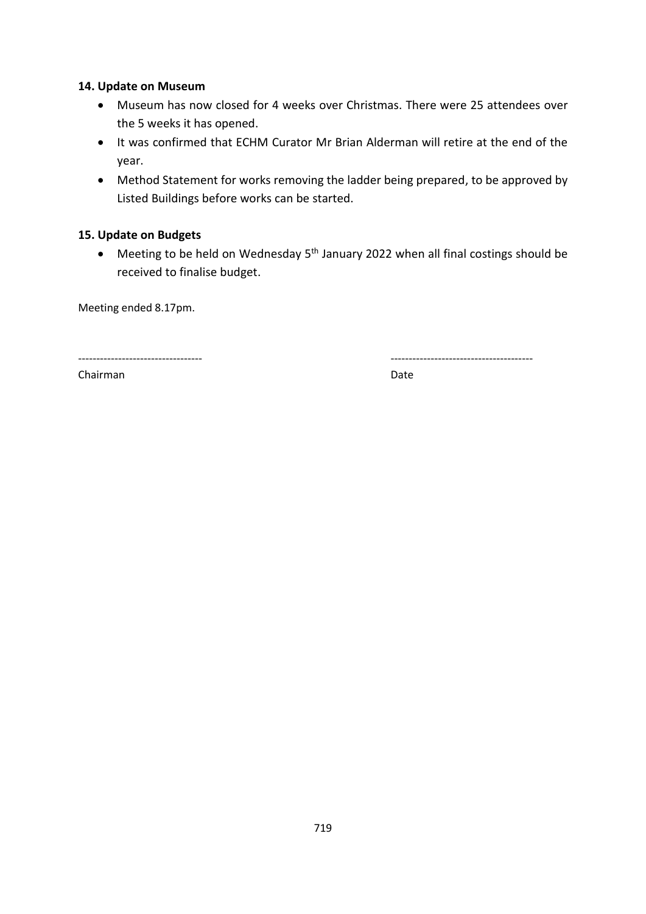**14. Update on Museum**

- Museum has now closed for 4 weeks over Christmas. There were 25 attendees over the 5 weeks it has opened.
- It was confirmed that ECHM Curator Mr Brian Alderman will retire at the end of the year.
- Method Statement for works removing the ladder being prepared, to be approved by Listed Buildings before works can be started.

**15. Update on Budgets**

- Meeting to be held on Wednesday 5th January 2022 when all final costings should be received to finalise budget.

Meeting ended 8.17pm.

---------------------------------- ---------------------------------------

Chairman Date